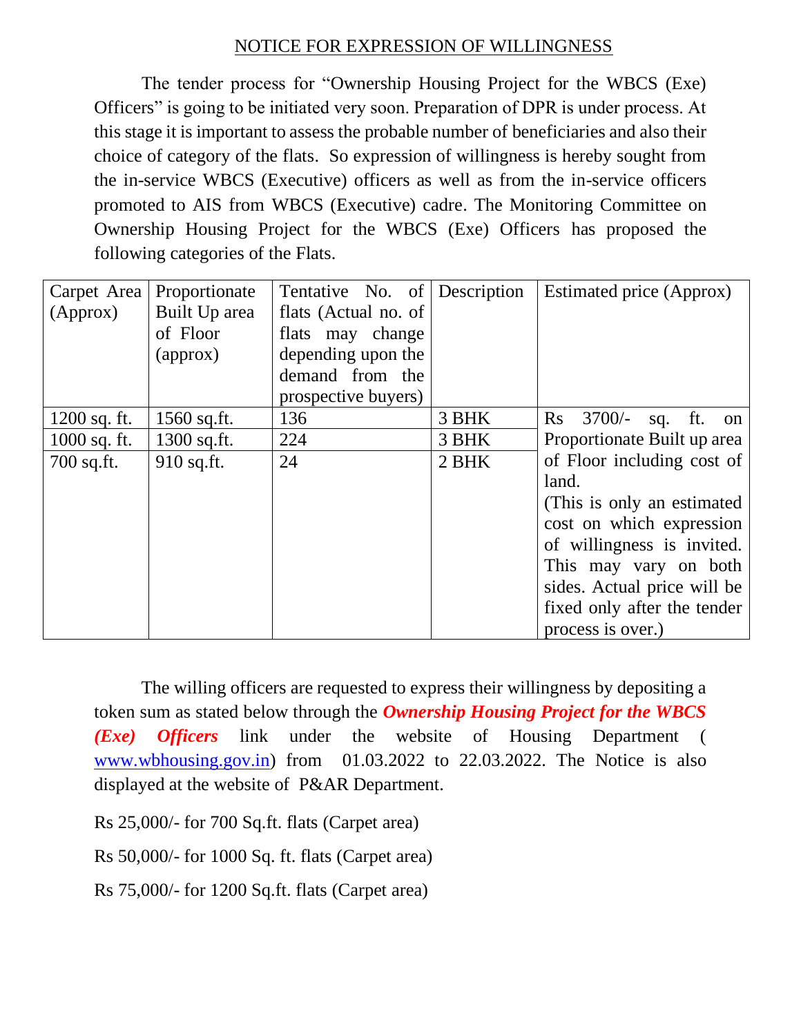# NOTICE FOR EXPRESSION OF WILLINGNESS

The tender process for "Ownership Housing Project for the WBCS (Exe) Officers" is going to be initiated very soon. Preparation of DPR is under process. At this stage it is important to assess the probable number of beneficiaries and also their choice of category of the flats. So expression of willingness is hereby sought from the in-service WBCS (Executive) officers as well as from the in-service officers promoted to AIS from WBCS (Executive) cadre. The Monitoring Committee on Ownership Housing Project for the WBCS (Exe) Officers has proposed the following categories of the Flats.

| Carpet Area (Approx) | Proportionate Built Up area of Floor (approx) | Tentative No. of flats (Actual no. of flats may change depending upon the demand from the prospective buyers) | Description | Estimated price (Approx) |
|---|---|---|---|---|
| 1200 sq. ft. | 1560 sq.ft. | 136 | 3 BHK | Rs 3700/- sq. ft. on Proportionate Built up area of Floor including cost of land. (This is only an estimated cost on which expression of willingness is invited. This may vary on both sides. Actual price will be fixed only after the tender process is over.) |
| 1000 sq. ft. | 1300 sq.ft. | 224 | 3 BHK | |
| 700 sq.ft. | 910 sq.ft. | 24 | 2 BHK | |

The willing officers are requested to express their willingness by depositing a token sum as stated below through the ***Ownership Housing Project for the WBCS (Exe) Officers*** link under the website of Housing Department ( www.wbhousing.gov.in) from 01.03.2022 to 22.03.2022. The Notice is also displayed at the website of P&AR Department.

Rs 25,000/- for 700 Sq.ft. flats (Carpet area)

Rs 50,000/- for 1000 Sq. ft. flats (Carpet area)

Rs 75,000/- for 1200 Sq.ft. flats (Carpet area)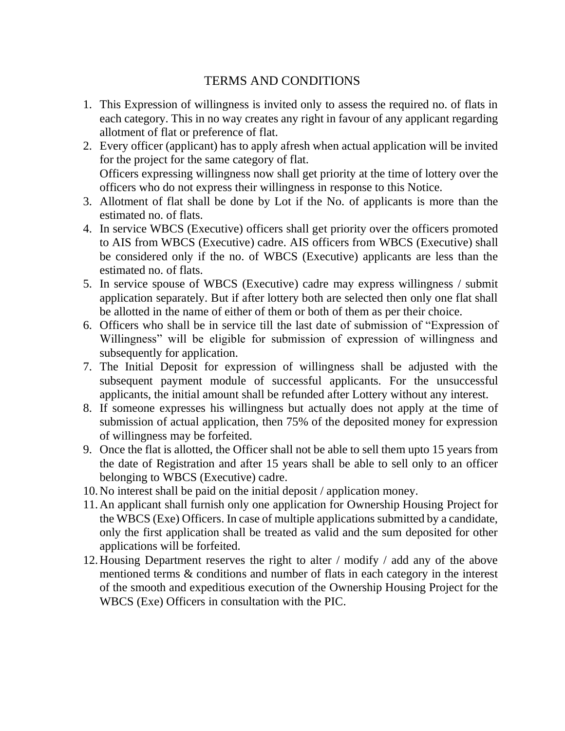# TERMS AND CONDITIONS

1. This Expression of willingness is invited only to assess the required no. of flats in each category. This in no way creates any right in favour of any applicant regarding allotment of flat or preference of flat.
2. Every officer (applicant) has to apply afresh when actual application will be invited for the project for the same category of flat.
   Officers expressing willingness now shall get priority at the time of lottery over the officers who do not express their willingness in response to this Notice.
3. Allotment of flat shall be done by Lot if the No. of applicants is more than the estimated no. of flats.
4. In service WBCS (Executive) officers shall get priority over the officers promoted to AIS from WBCS (Executive) cadre. AIS officers from WBCS (Executive) shall be considered only if the no. of WBCS (Executive) applicants are less than the estimated no. of flats.
5. In service spouse of WBCS (Executive) cadre may express willingness / submit application separately. But if after lottery both are selected then only one flat shall be allotted in the name of either of them or both of them as per their choice.
6. Officers who shall be in service till the last date of submission of "Expression of Willingness" will be eligible for submission of expression of willingness and subsequently for application.
7. The Initial Deposit for expression of willingness shall be adjusted with the subsequent payment module of successful applicants. For the unsuccessful applicants, the initial amount shall be refunded after Lottery without any interest.
8. If someone expresses his willingness but actually does not apply at the time of submission of actual application, then 75% of the deposited money for expression of willingness may be forfeited.
9. Once the flat is allotted, the Officer shall not be able to sell them upto 15 years from the date of Registration and after 15 years shall be able to sell only to an officer belonging to WBCS (Executive) cadre.
10. No interest shall be paid on the initial deposit / application money.
11. An applicant shall furnish only one application for Ownership Housing Project for the WBCS (Exe) Officers. In case of multiple applications submitted by a candidate, only the first application shall be treated as valid and the sum deposited for other applications will be forfeited.
12. Housing Department reserves the right to alter / modify / add any of the above mentioned terms & conditions and number of flats in each category in the interest of the smooth and expeditious execution of the Ownership Housing Project for the WBCS (Exe) Officers in consultation with the PIC.